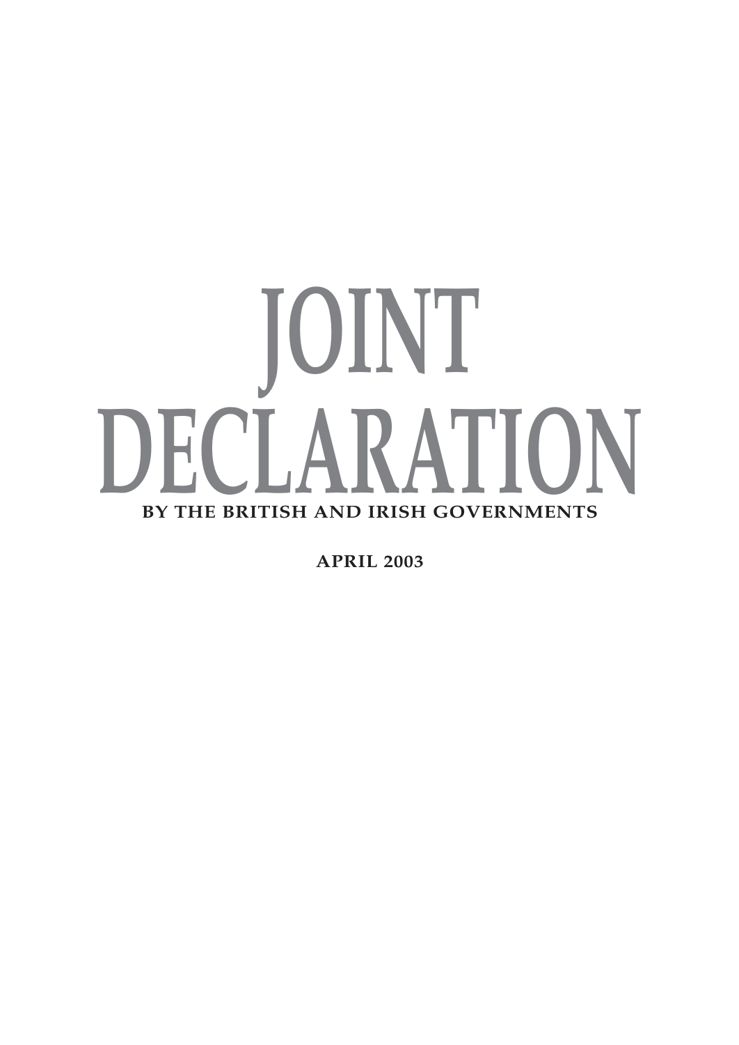# JOINT DECLARATION

**BY THE BRITISH AND IRISH GOVERNMENTS**

**APRIL 2003**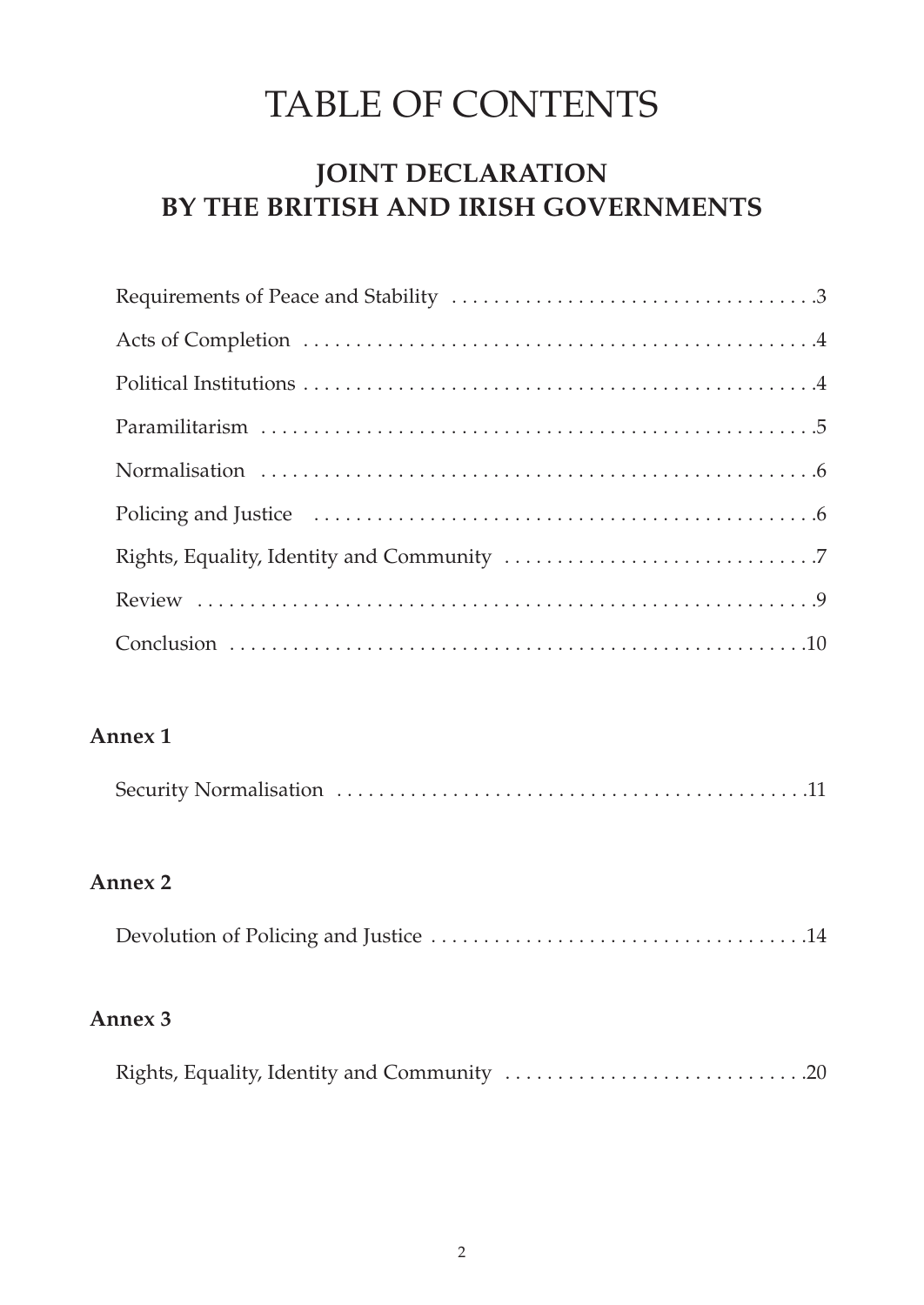# TABLE OF CONTENTS

## JOINT DECLARATION BY THE BRITISH AND IRISH GOVERNMENTS

Requirements of Peace and Stability . . . . . . . . . . . . . . . . . . . . . . . . . . . . . . . . . .3

Acts of Completion . . . . . . . . . . . . . . . . . . . . . . . . . . . . . . . . . . . . . . . . . . . . . . . . .4

Political Institutions . . . . . . . . . . . . . . . . . . . . . . . . . . . . . . . . . . . . . . . . . . . . . . . .4

Paramilitarism . . . . . . . . . . . . . . . . . . . . . . . . . . . . . . . . . . . . . . . . . . . . . . . . . . . .5

Normalisation . . . . . . . . . . . . . . . . . . . . . . . . . . . . . . . . . . . . . . . . . . . . . . . . . . . .6

Policing and Justice . . . . . . . . . . . . . . . . . . . . . . . . . . . . . . . . . . . . . . . . . . . . . . . .6

Rights, Equality, Identity and Community . . . . . . . . . . . . . . . . . . . . . . . . . . . . .7

Review . . . . . . . . . . . . . . . . . . . . . . . . . . . . . . . . . . . . . . . . . . . . . . . . . . . . . . . . . .9

Conclusion . . . . . . . . . . . . . . . . . . . . . . . . . . . . . . . . . . . . . . . . . . . . . . . . . . . . . .10

**Annex 1**

Security Normalisation . . . . . . . . . . . . . . . . . . . . . . . . . . . . . . . . . . . . . . . . . . . .11

**Annex 2**

Devolution of Policing and Justice . . . . . . . . . . . . . . . . . . . . . . . . . . . . . . . . . . .14

**Annex 3**

Rights, Equality, Identity and Community . . . . . . . . . . . . . . . . . . . . . . . . . . . .20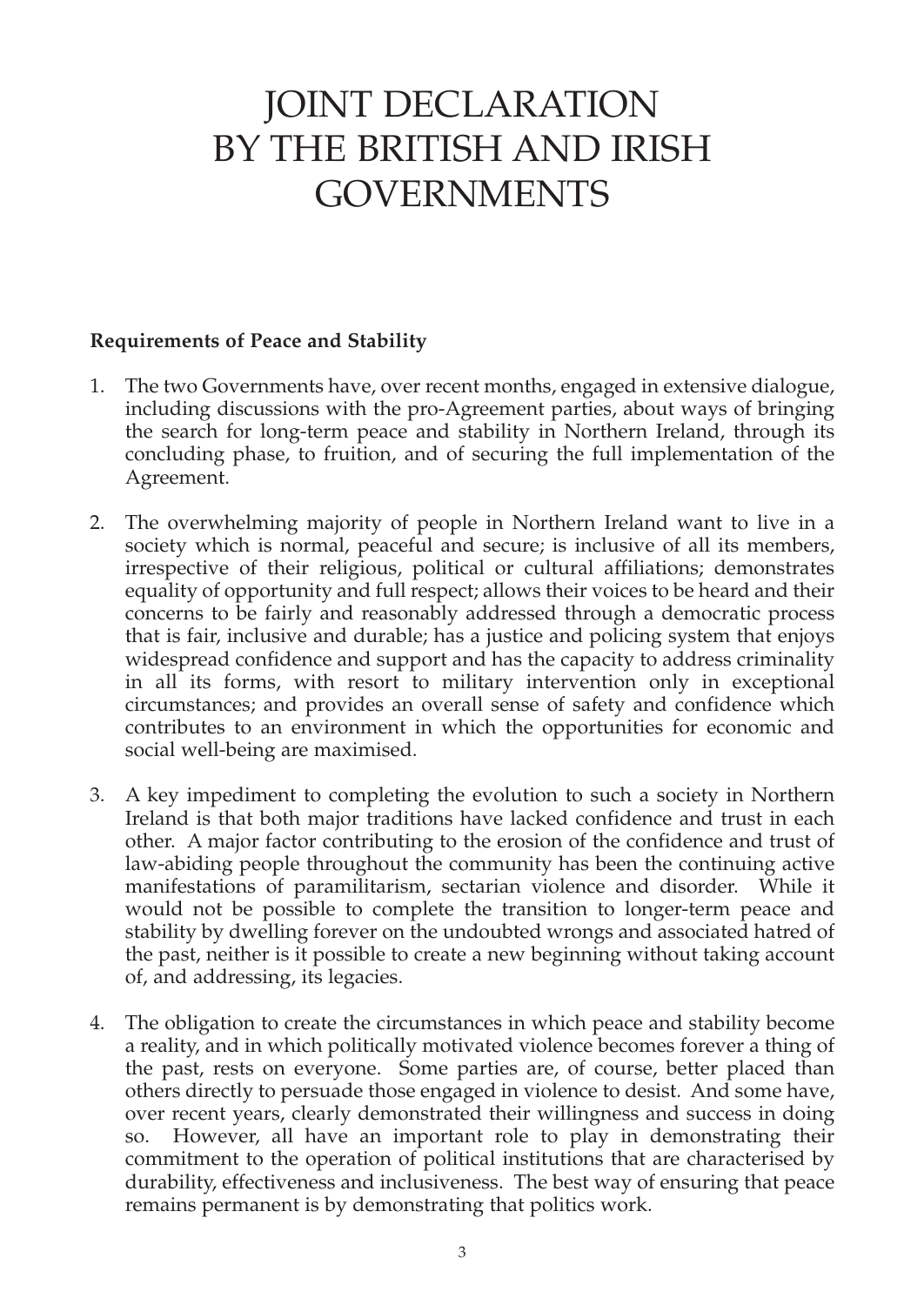# JOINT DECLARATION BY THE BRITISH AND IRISH GOVERNMENTS

**Requirements of Peace and Stability**

1. The two Governments have, over recent months, engaged in extensive dialogue, including discussions with the pro-Agreement parties, about ways of bringing the search for long-term peace and stability in Northern Ireland, through its concluding phase, to fruition, and of securing the full implementation of the Agreement.

2. The overwhelming majority of people in Northern Ireland want to live in a society which is normal, peaceful and secure; is inclusive of all its members, irrespective of their religious, political or cultural affiliations; demonstrates equality of opportunity and full respect; allows their voices to be heard and their concerns to be fairly and reasonably addressed through a democratic process that is fair, inclusive and durable; has a justice and policing system that enjoys widespread confidence and support and has the capacity to address criminality in all its forms, with resort to military intervention only in exceptional circumstances; and provides an overall sense of safety and confidence which contributes to an environment in which the opportunities for economic and social well-being are maximised.

3. A key impediment to completing the evolution to such a society in Northern Ireland is that both major traditions have lacked confidence and trust in each other. A major factor contributing to the erosion of the confidence and trust of law-abiding people throughout the community has been the continuing active manifestations of paramilitarism, sectarian violence and disorder. While it would not be possible to complete the transition to longer-term peace and stability by dwelling forever on the undoubted wrongs and associated hatred of the past, neither is it possible to create a new beginning without taking account of, and addressing, its legacies.

4. The obligation to create the circumstances in which peace and stability become a reality, and in which politically motivated violence becomes forever a thing of the past, rests on everyone. Some parties are, of course, better placed than others directly to persuade those engaged in violence to desist. And some have, over recent years, clearly demonstrated their willingness and success in doing so. However, all have an important role to play in demonstrating their commitment to the operation of political institutions that are characterised by durability, effectiveness and inclusiveness. The best way of ensuring that peace remains permanent is by demonstrating that politics work.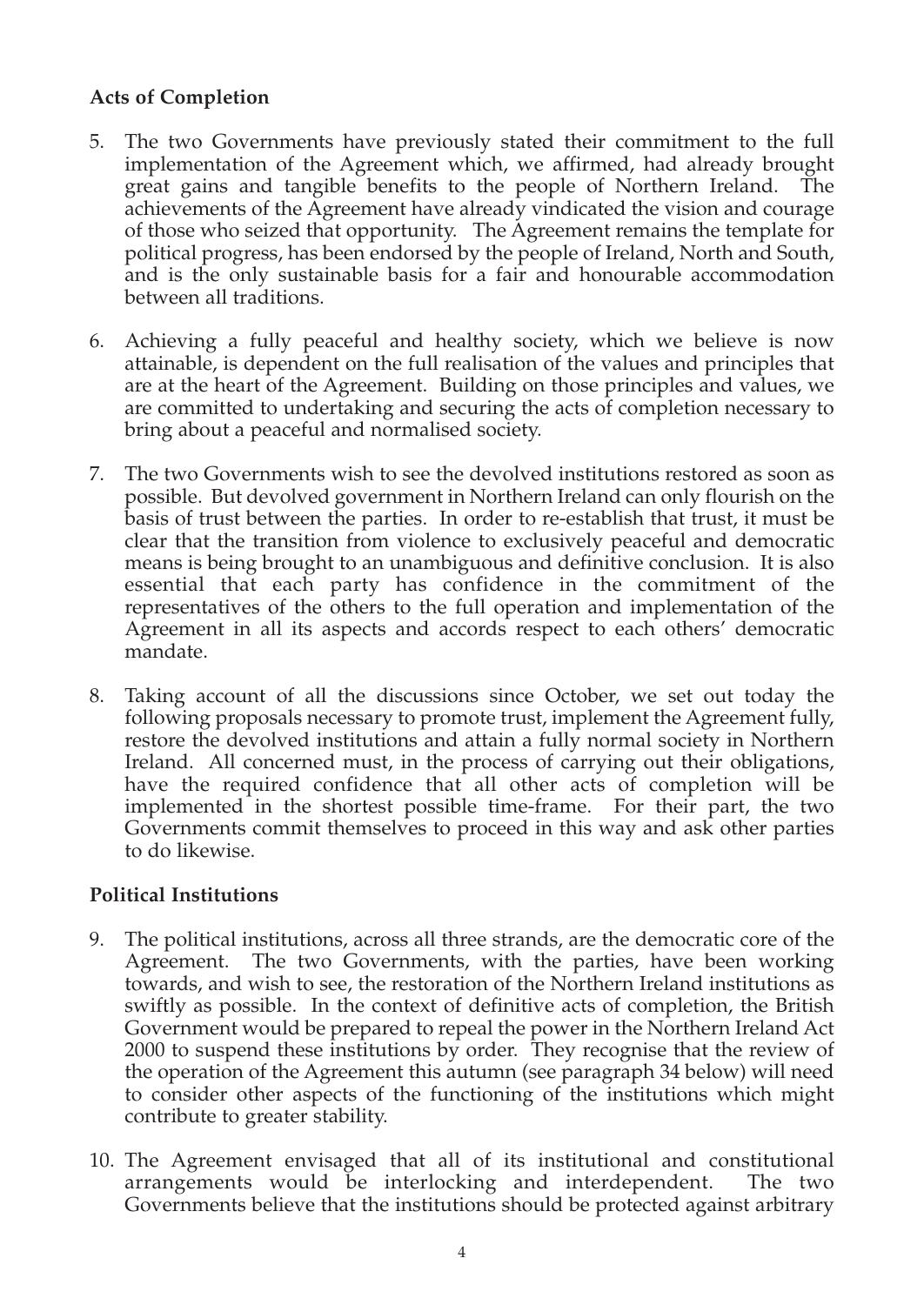**Acts of Completion**

5. The two Governments have previously stated their commitment to the full implementation of the Agreement which, we affirmed, had already brought great gains and tangible benefits to the people of Northern Ireland. The achievements of the Agreement have already vindicated the vision and courage of those who seized that opportunity. The Agreement remains the template for political progress, has been endorsed by the people of Ireland, North and South, and is the only sustainable basis for a fair and honourable accommodation between all traditions.

6. Achieving a fully peaceful and healthy society, which we believe is now attainable, is dependent on the full realisation of the values and principles that are at the heart of the Agreement. Building on those principles and values, we are committed to undertaking and securing the acts of completion necessary to bring about a peaceful and normalised society.

7. The two Governments wish to see the devolved institutions restored as soon as possible. But devolved government in Northern Ireland can only flourish on the basis of trust between the parties. In order to re-establish that trust, it must be clear that the transition from violence to exclusively peaceful and democratic means is being brought to an unambiguous and definitive conclusion. It is also essential that each party has confidence in the commitment of the representatives of the others to the full operation and implementation of the Agreement in all its aspects and accords respect to each others' democratic mandate.

8. Taking account of all the discussions since October, we set out today the following proposals necessary to promote trust, implement the Agreement fully, restore the devolved institutions and attain a fully normal society in Northern Ireland. All concerned must, in the process of carrying out their obligations, have the required confidence that all other acts of completion will be implemented in the shortest possible time-frame. For their part, the two Governments commit themselves to proceed in this way and ask other parties to do likewise.

**Political Institutions**

9. The political institutions, across all three strands, are the democratic core of the Agreement. The two Governments, with the parties, have been working towards, and wish to see, the restoration of the Northern Ireland institutions as swiftly as possible. In the context of definitive acts of completion, the British Government would be prepared to repeal the power in the Northern Ireland Act 2000 to suspend these institutions by order. They recognise that the review of the operation of the Agreement this autumn (see paragraph 34 below) will need to consider other aspects of the functioning of the institutions which might contribute to greater stability.

10. The Agreement envisaged that all of its institutional and constitutional arrangements would be interlocking and interdependent. The two Governments believe that the institutions should be protected against arbitrary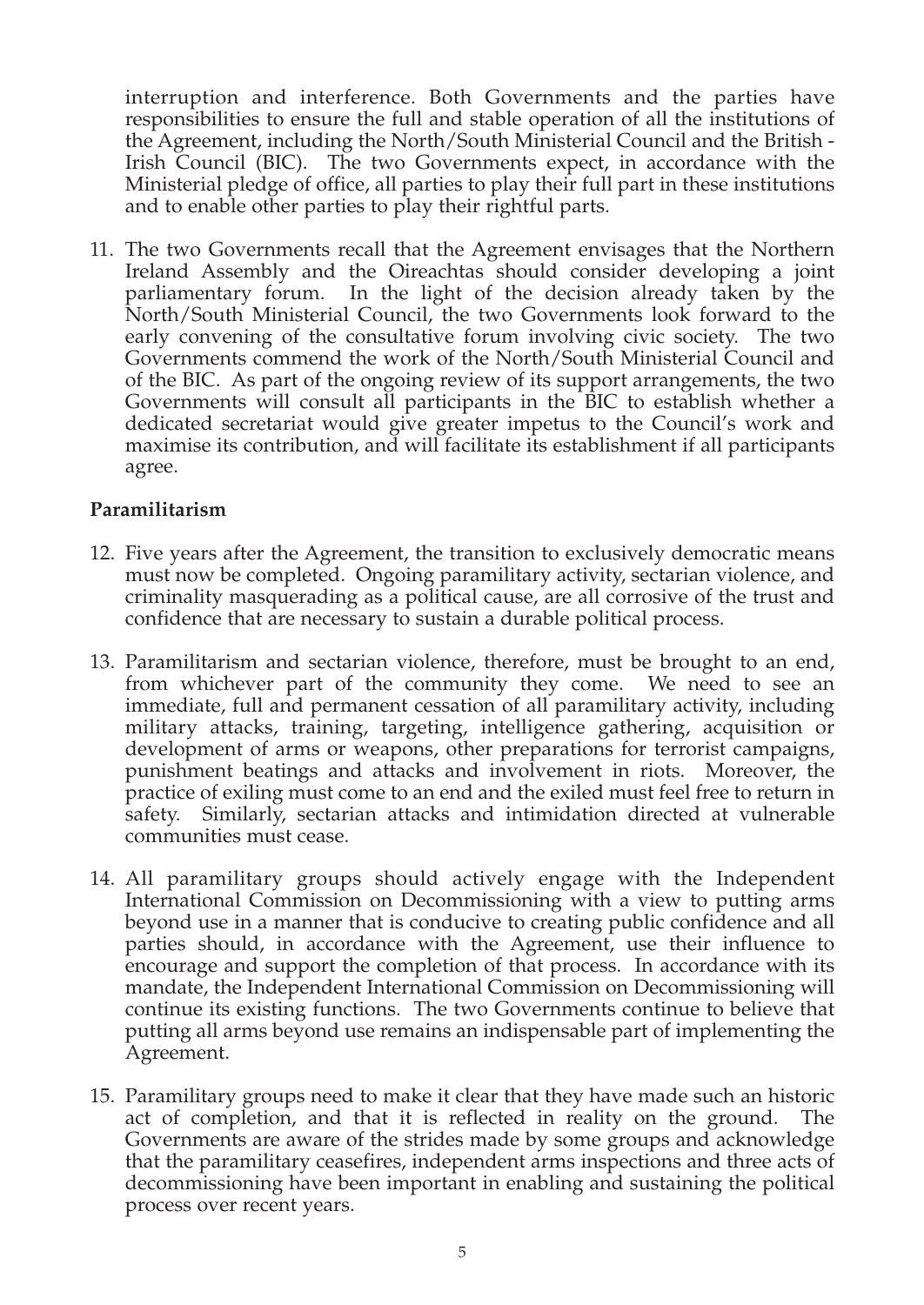interruption and interference. Both Governments and the parties have responsibilities to ensure the full and stable operation of all the institutions of the Agreement, including the North/South Ministerial Council and the British - Irish Council (BIC). The two Governments expect, in accordance with the Ministerial pledge of office, all parties to play their full part in these institutions and to enable other parties to play their rightful parts.

11. The two Governments recall that the Agreement envisages that the Northern Ireland Assembly and the Oireachtas should consider developing a joint parliamentary forum. In the light of the decision already taken by the North/South Ministerial Council, the two Governments look forward to the early convening of the consultative forum involving civic society. The two Governments commend the work of the North/South Ministerial Council and of the BIC. As part of the ongoing review of its support arrangements, the two Governments will consult all participants in the BIC to establish whether a dedicated secretariat would give greater impetus to the Council's work and maximise its contribution, and will facilitate its establishment if all participants agree.

**Paramilitarism**

12. Five years after the Agreement, the transition to exclusively democratic means must now be completed. Ongoing paramilitary activity, sectarian violence, and criminality masquerading as a political cause, are all corrosive of the trust and confidence that are necessary to sustain a durable political process.

13. Paramilitarism and sectarian violence, therefore, must be brought to an end, from whichever part of the community they come. We need to see an immediate, full and permanent cessation of all paramilitary activity, including military attacks, training, targeting, intelligence gathering, acquisition or development of arms or weapons, other preparations for terrorist campaigns, punishment beatings and attacks and involvement in riots. Moreover, the practice of exiling must come to an end and the exiled must feel free to return in safety. Similarly, sectarian attacks and intimidation directed at vulnerable communities must cease.

14. All paramilitary groups should actively engage with the Independent International Commission on Decommissioning with a view to putting arms beyond use in a manner that is conducive to creating public confidence and all parties should, in accordance with the Agreement, use their influence to encourage and support the completion of that process. In accordance with its mandate, the Independent International Commission on Decommissioning will continue its existing functions. The two Governments continue to believe that putting all arms beyond use remains an indispensable part of implementing the Agreement.

15. Paramilitary groups need to make it clear that they have made such an historic act of completion, and that it is reflected in reality on the ground. The Governments are aware of the strides made by some groups and acknowledge that the paramilitary ceasefires, independent arms inspections and three acts of decommissioning have been important in enabling and sustaining the political process over recent years.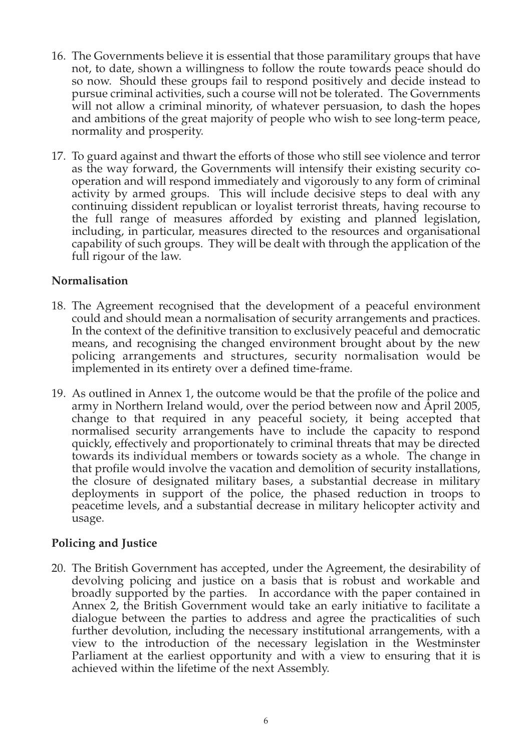16. The Governments believe it is essential that those paramilitary groups that have not, to date, shown a willingness to follow the route towards peace should do so now. Should these groups fail to respond positively and decide instead to pursue criminal activities, such a course will not be tolerated. The Governments will not allow a criminal minority, of whatever persuasion, to dash the hopes and ambitions of the great majority of people who wish to see long-term peace, normality and prosperity.

17. To guard against and thwart the efforts of those who still see violence and terror as the way forward, the Governments will intensify their existing security co-operation and will respond immediately and vigorously to any form of criminal activity by armed groups. This will include decisive steps to deal with any continuing dissident republican or loyalist terrorist threats, having recourse to the full range of measures afforded by existing and planned legislation, including, in particular, measures directed to the resources and organisational capability of such groups. They will be dealt with through the application of the full rigour of the law.

**Normalisation**

18. The Agreement recognised that the development of a peaceful environment could and should mean a normalisation of security arrangements and practices. In the context of the definitive transition to exclusively peaceful and democratic means, and recognising the changed environment brought about by the new policing arrangements and structures, security normalisation would be implemented in its entirety over a defined time-frame.

19. As outlined in Annex 1, the outcome would be that the profile of the police and army in Northern Ireland would, over the period between now and April 2005, change to that required in any peaceful society, it being accepted that normalised security arrangements have to include the capacity to respond quickly, effectively and proportionately to criminal threats that may be directed towards its individual members or towards society as a whole. The change in that profile would involve the vacation and demolition of security installations, the closure of designated military bases, a substantial decrease in military deployments in support of the police, the phased reduction in troops to peacetime levels, and a substantial decrease in military helicopter activity and usage.

**Policing and Justice**

20. The British Government has accepted, under the Agreement, the desirability of devolving policing and justice on a basis that is robust and workable and broadly supported by the parties. In accordance with the paper contained in Annex 2, the British Government would take an early initiative to facilitate a dialogue between the parties to address and agree the practicalities of such further devolution, including the necessary institutional arrangements, with a view to the introduction of the necessary legislation in the Westminster Parliament at the earliest opportunity and with a view to ensuring that it is achieved within the lifetime of the next Assembly.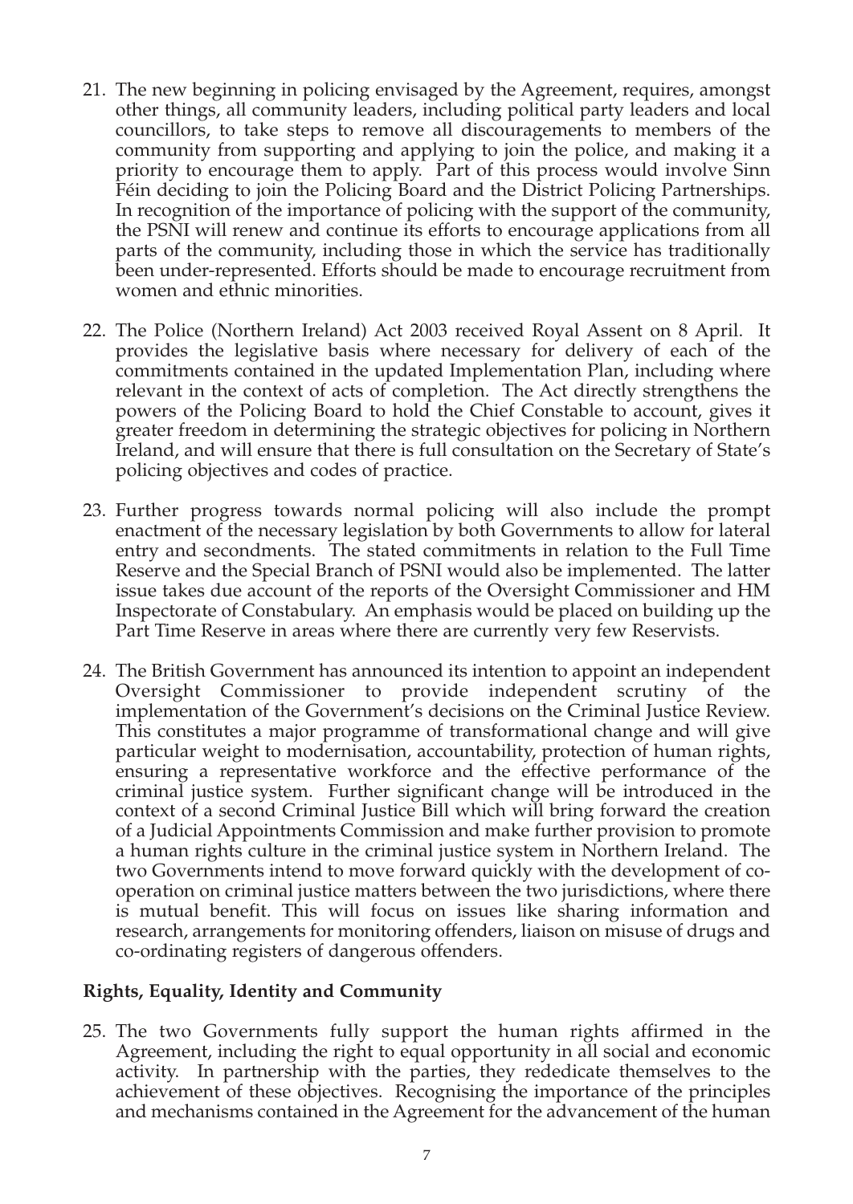21. The new beginning in policing envisaged by the Agreement, requires, amongst other things, all community leaders, including political party leaders and local councillors, to take steps to remove all discouragements to members of the community from supporting and applying to join the police, and making it a priority to encourage them to apply. Part of this process would involve Sinn Féin deciding to join the Policing Board and the District Policing Partnerships. In recognition of the importance of policing with the support of the community, the PSNI will renew and continue its efforts to encourage applications from all parts of the community, including those in which the service has traditionally been under-represented. Efforts should be made to encourage recruitment from women and ethnic minorities.

22. The Police (Northern Ireland) Act 2003 received Royal Assent on 8 April. It provides the legislative basis where necessary for delivery of each of the commitments contained in the updated Implementation Plan, including where relevant in the context of acts of completion. The Act directly strengthens the powers of the Policing Board to hold the Chief Constable to account, gives it greater freedom in determining the strategic objectives for policing in Northern Ireland, and will ensure that there is full consultation on the Secretary of State's policing objectives and codes of practice.

23. Further progress towards normal policing will also include the prompt enactment of the necessary legislation by both Governments to allow for lateral entry and secondments. The stated commitments in relation to the Full Time Reserve and the Special Branch of PSNI would also be implemented. The latter issue takes due account of the reports of the Oversight Commissioner and HM Inspectorate of Constabulary. An emphasis would be placed on building up the Part Time Reserve in areas where there are currently very few Reservists.

24. The British Government has announced its intention to appoint an independent Oversight Commissioner to provide independent scrutiny of the implementation of the Government's decisions on the Criminal Justice Review. This constitutes a major programme of transformational change and will give particular weight to modernisation, accountability, protection of human rights, ensuring a representative workforce and the effective performance of the criminal justice system. Further significant change will be introduced in the context of a second Criminal Justice Bill which will bring forward the creation of a Judicial Appointments Commission and make further provision to promote a human rights culture in the criminal justice system in Northern Ireland. The two Governments intend to move forward quickly with the development of co-operation on criminal justice matters between the two jurisdictions, where there is mutual benefit. This will focus on issues like sharing information and research, arrangements for monitoring offenders, liaison on misuse of drugs and co-ordinating registers of dangerous offenders.

**Rights, Equality, Identity and Community**

25. The two Governments fully support the human rights affirmed in the Agreement, including the right to equal opportunity in all social and economic activity. In partnership with the parties, they rededicate themselves to the achievement of these objectives. Recognising the importance of the principles and mechanisms contained in the Agreement for the advancement of the human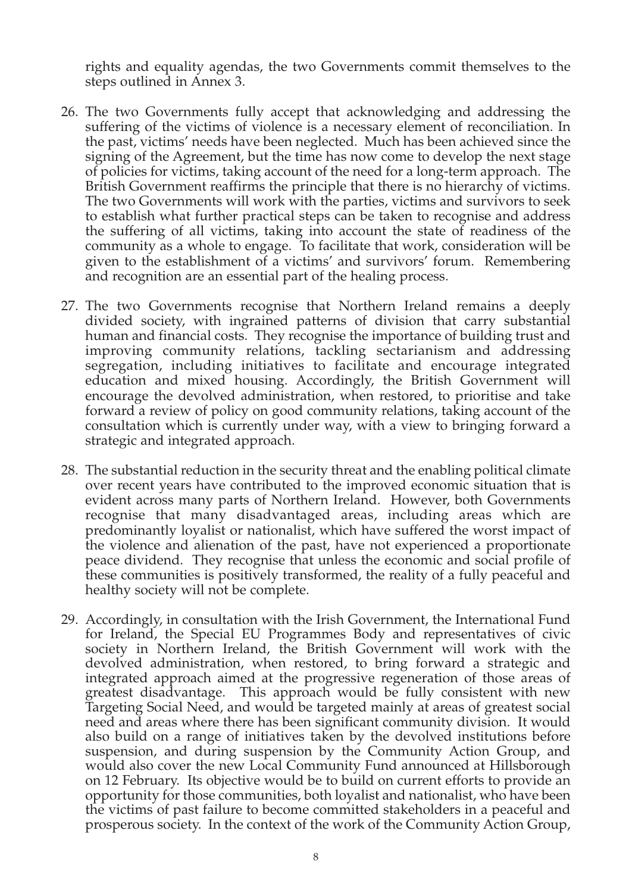rights and equality agendas, the two Governments commit themselves to the steps outlined in Annex 3.

26. The two Governments fully accept that acknowledging and addressing the suffering of the victims of violence is a necessary element of reconciliation. In the past, victims' needs have been neglected. Much has been achieved since the signing of the Agreement, but the time has now come to develop the next stage of policies for victims, taking account of the need for a long-term approach. The British Government reaffirms the principle that there is no hierarchy of victims. The two Governments will work with the parties, victims and survivors to seek to establish what further practical steps can be taken to recognise and address the suffering of all victims, taking into account the state of readiness of the community as a whole to engage. To facilitate that work, consideration will be given to the establishment of a victims' and survivors' forum. Remembering and recognition are an essential part of the healing process.

27. The two Governments recognise that Northern Ireland remains a deeply divided society, with ingrained patterns of division that carry substantial human and financial costs. They recognise the importance of building trust and improving community relations, tackling sectarianism and addressing segregation, including initiatives to facilitate and encourage integrated education and mixed housing. Accordingly, the British Government will encourage the devolved administration, when restored, to prioritise and take forward a review of policy on good community relations, taking account of the consultation which is currently under way, with a view to bringing forward a strategic and integrated approach.

28. The substantial reduction in the security threat and the enabling political climate over recent years have contributed to the improved economic situation that is evident across many parts of Northern Ireland. However, both Governments recognise that many disadvantaged areas, including areas which are predominantly loyalist or nationalist, which have suffered the worst impact of the violence and alienation of the past, have not experienced a proportionate peace dividend. They recognise that unless the economic and social profile of these communities is positively transformed, the reality of a fully peaceful and healthy society will not be complete.

29. Accordingly, in consultation with the Irish Government, the International Fund for Ireland, the Special EU Programmes Body and representatives of civic society in Northern Ireland, the British Government will work with the devolved administration, when restored, to bring forward a strategic and integrated approach aimed at the progressive regeneration of those areas of greatest disadvantage. This approach would be fully consistent with new Targeting Social Need, and would be targeted mainly at areas of greatest social need and areas where there has been significant community division. It would also build on a range of initiatives taken by the devolved institutions before suspension, and during suspension by the Community Action Group, and would also cover the new Local Community Fund announced at Hillsborough on 12 February. Its objective would be to build on current efforts to provide an opportunity for those communities, both loyalist and nationalist, who have been the victims of past failure to become committed stakeholders in a peaceful and prosperous society. In the context of the work of the Community Action Group,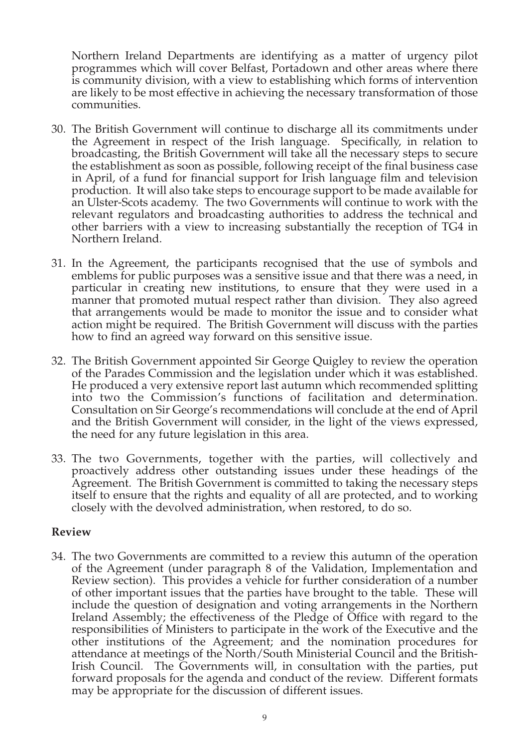Northern Ireland Departments are identifying as a matter of urgency pilot programmes which will cover Belfast, Portadown and other areas where there is community division, with a view to establishing which forms of intervention are likely to be most effective in achieving the necessary transformation of those communities.

30. The British Government will continue to discharge all its commitments under the Agreement in respect of the Irish language. Specifically, in relation to broadcasting, the British Government will take all the necessary steps to secure the establishment as soon as possible, following receipt of the final business case in April, of a fund for financial support for Irish language film and television production. It will also take steps to encourage support to be made available for an Ulster-Scots academy. The two Governments will continue to work with the relevant regulators and broadcasting authorities to address the technical and other barriers with a view to increasing substantially the reception of TG4 in Northern Ireland.

31. In the Agreement, the participants recognised that the use of symbols and emblems for public purposes was a sensitive issue and that there was a need, in particular in creating new institutions, to ensure that they were used in a manner that promoted mutual respect rather than division. They also agreed that arrangements would be made to monitor the issue and to consider what action might be required. The British Government will discuss with the parties how to find an agreed way forward on this sensitive issue.

32. The British Government appointed Sir George Quigley to review the operation of the Parades Commission and the legislation under which it was established. He produced a very extensive report last autumn which recommended splitting into two the Commission's functions of facilitation and determination. Consultation on Sir George's recommendations will conclude at the end of April and the British Government will consider, in the light of the views expressed, the need for any future legislation in this area.

33. The two Governments, together with the parties, will collectively and proactively address other outstanding issues under these headings of the Agreement. The British Government is committed to taking the necessary steps itself to ensure that the rights and equality of all are protected, and to working closely with the devolved administration, when restored, to do so.

**Review**

34. The two Governments are committed to a review this autumn of the operation of the Agreement (under paragraph 8 of the Validation, Implementation and Review section). This provides a vehicle for further consideration of a number of other important issues that the parties have brought to the table. These will include the question of designation and voting arrangements in the Northern Ireland Assembly; the effectiveness of the Pledge of Office with regard to the responsibilities of Ministers to participate in the work of the Executive and the other institutions of the Agreement; and the nomination procedures for attendance at meetings of the North/South Ministerial Council and the British-Irish Council. The Governments will, in consultation with the parties, put forward proposals for the agenda and conduct of the review. Different formats may be appropriate for the discussion of different issues.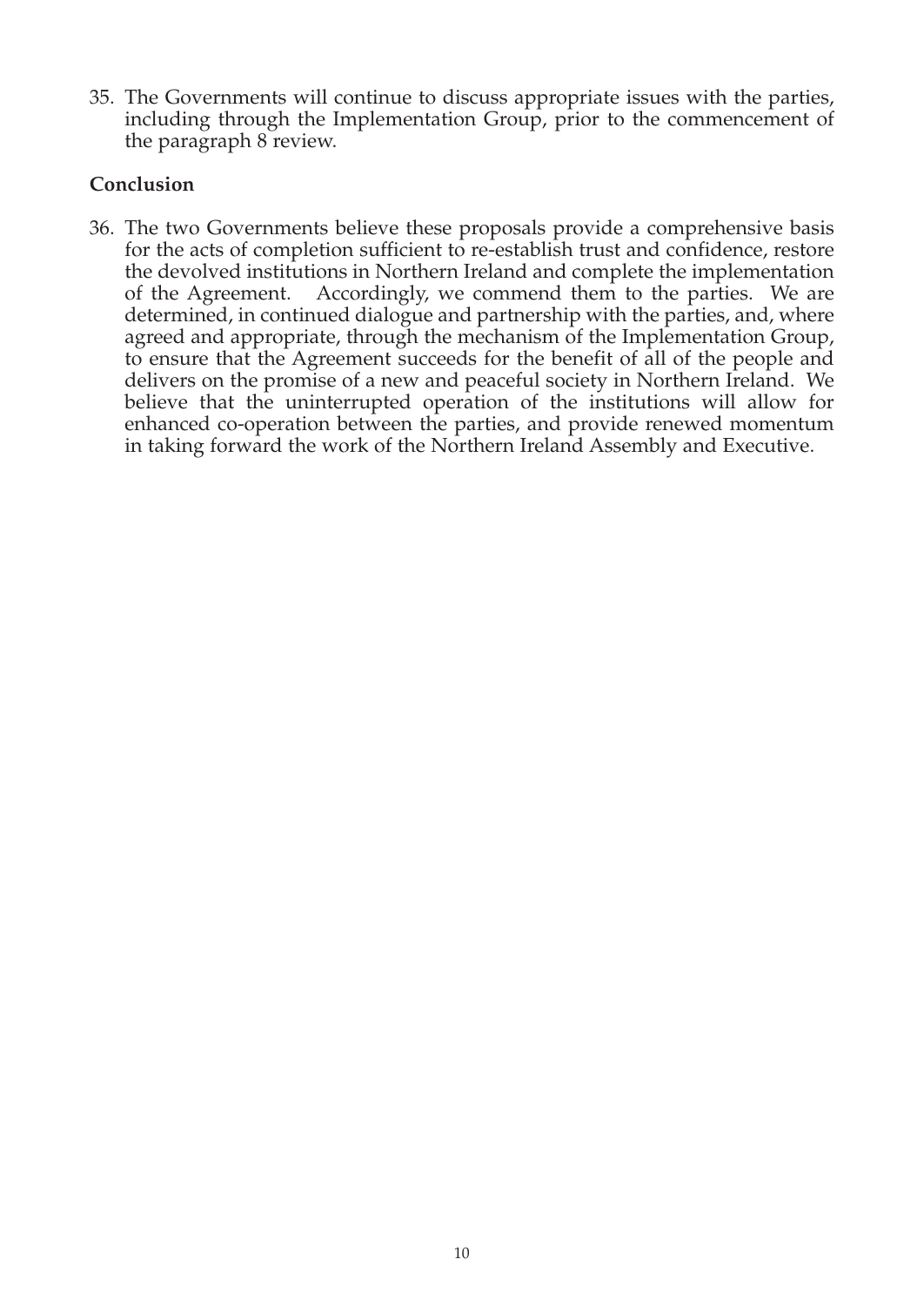35. The Governments will continue to discuss appropriate issues with the parties, including through the Implementation Group, prior to the commencement of the paragraph 8 review.

**Conclusion**

36. The two Governments believe these proposals provide a comprehensive basis for the acts of completion sufficient to re-establish trust and confidence, restore the devolved institutions in Northern Ireland and complete the implementation of the Agreement. Accordingly, we commend them to the parties. We are determined, in continued dialogue and partnership with the parties, and, where agreed and appropriate, through the mechanism of the Implementation Group, to ensure that the Agreement succeeds for the benefit of all of the people and delivers on the promise of a new and peaceful society in Northern Ireland. We believe that the uninterrupted operation of the institutions will allow for enhanced co-operation between the parties, and provide renewed momentum in taking forward the work of the Northern Ireland Assembly and Executive.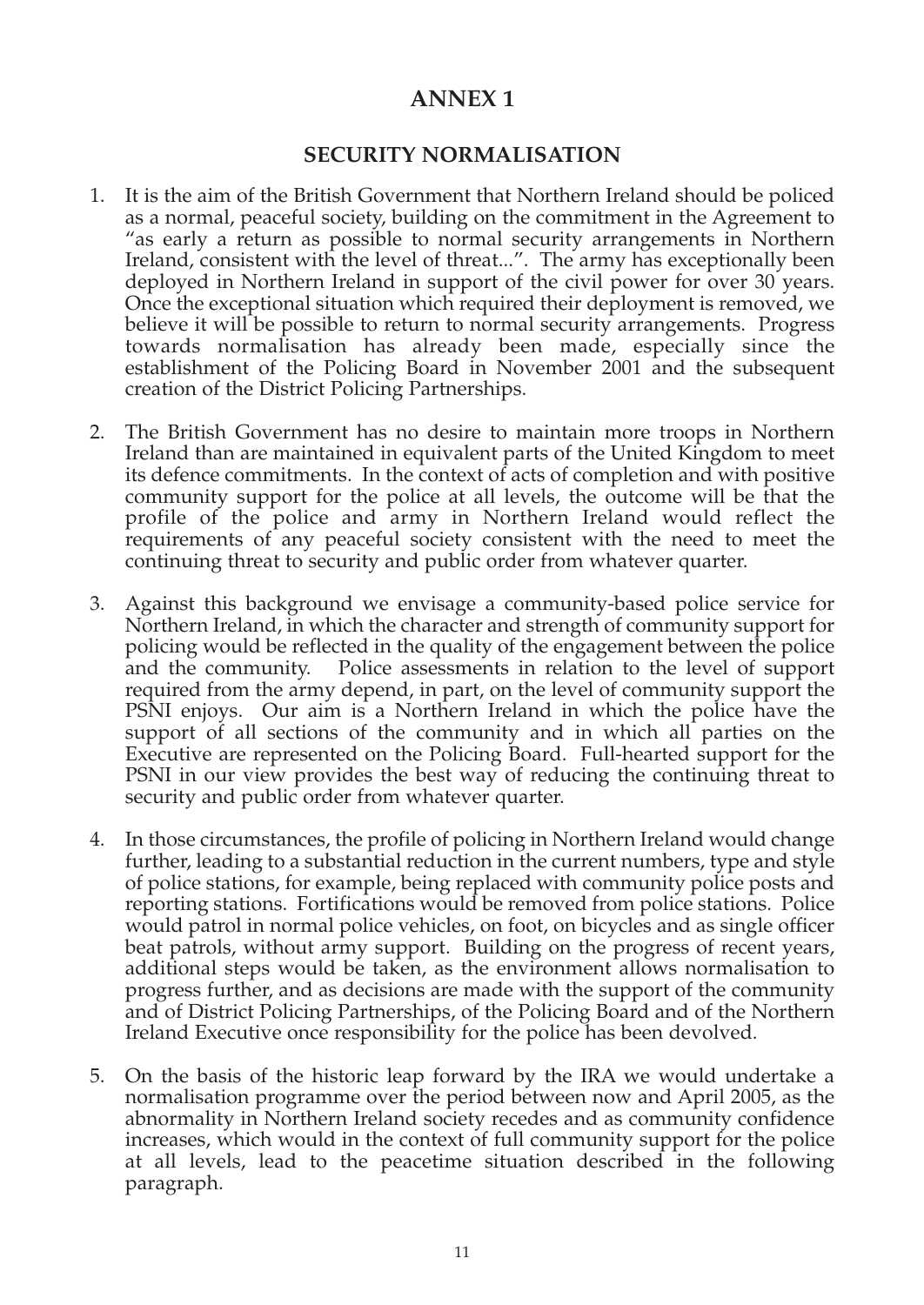# ANNEX 1

## SECURITY NORMALISATION

1. It is the aim of the British Government that Northern Ireland should be policed as a normal, peaceful society, building on the commitment in the Agreement to "as early a return as possible to normal security arrangements in Northern Ireland, consistent with the level of threat...". The army has exceptionally been deployed in Northern Ireland in support of the civil power for over 30 years. Once the exceptional situation which required their deployment is removed, we believe it will be possible to return to normal security arrangements. Progress towards normalisation has already been made, especially since the establishment of the Policing Board in November 2001 and the subsequent creation of the District Policing Partnerships.

2. The British Government has no desire to maintain more troops in Northern Ireland than are maintained in equivalent parts of the United Kingdom to meet its defence commitments. In the context of acts of completion and with positive community support for the police at all levels, the outcome will be that the profile of the police and army in Northern Ireland would reflect the requirements of any peaceful society consistent with the need to meet the continuing threat to security and public order from whatever quarter.

3. Against this background we envisage a community-based police service for Northern Ireland, in which the character and strength of community support for policing would be reflected in the quality of the engagement between the police and the community. Police assessments in relation to the level of support required from the army depend, in part, on the level of community support the PSNI enjoys. Our aim is a Northern Ireland in which the police have the support of all sections of the community and in which all parties on the Executive are represented on the Policing Board. Full-hearted support for the PSNI in our view provides the best way of reducing the continuing threat to security and public order from whatever quarter.

4. In those circumstances, the profile of policing in Northern Ireland would change further, leading to a substantial reduction in the current numbers, type and style of police stations, for example, being replaced with community police posts and reporting stations. Fortifications would be removed from police stations. Police would patrol in normal police vehicles, on foot, on bicycles and as single officer beat patrols, without army support. Building on the progress of recent years, additional steps would be taken, as the environment allows normalisation to progress further, and as decisions are made with the support of the community and of District Policing Partnerships, of the Policing Board and of the Northern Ireland Executive once responsibility for the police has been devolved.

5. On the basis of the historic leap forward by the IRA we would undertake a normalisation programme over the period between now and April 2005, as the abnormality in Northern Ireland society recedes and as community confidence increases, which would in the context of full community support for the police at all levels, lead to the peacetime situation described in the following paragraph.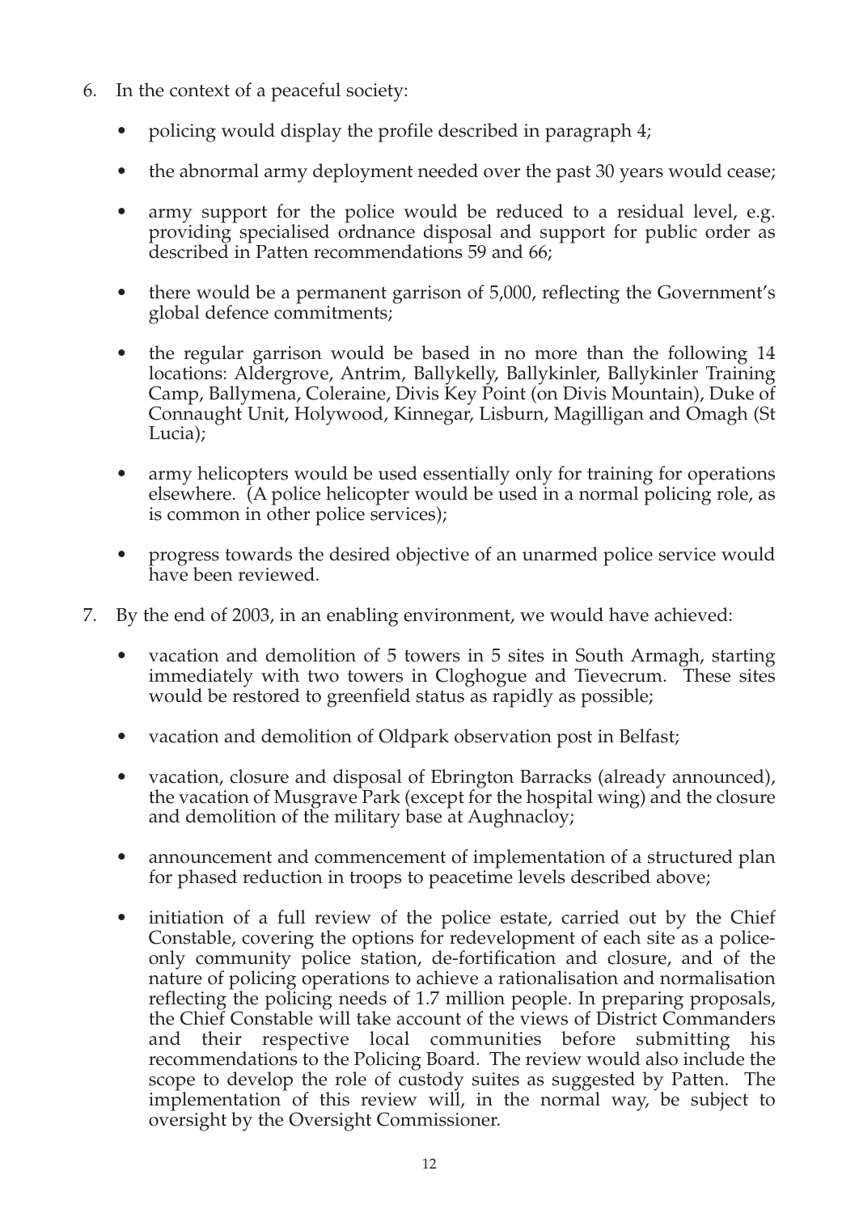6. In the context of a peaceful society:

   - policing would display the profile described in paragraph 4;
   - the abnormal army deployment needed over the past 30 years would cease;
   - army support for the police would be reduced to a residual level, e.g. providing specialised ordnance disposal and support for public order as described in Patten recommendations 59 and 66;
   - there would be a permanent garrison of 5,000, reflecting the Government's global defence commitments;
   - the regular garrison would be based in no more than the following 14 locations: Aldergrove, Antrim, Ballykelly, Ballykinler, Ballykinler Training Camp, Ballymena, Coleraine, Divis Key Point (on Divis Mountain), Duke of Connaught Unit, Holywood, Kinnegar, Lisburn, Magilligan and Omagh (St Lucia);
   - army helicopters would be used essentially only for training for operations elsewhere. (A police helicopter would be used in a normal policing role, as is common in other police services);
   - progress towards the desired objective of an unarmed police service would have been reviewed.

7. By the end of 2003, in an enabling environment, we would have achieved:

   - vacation and demolition of 5 towers in 5 sites in South Armagh, starting immediately with two towers in Cloghogue and Tievecrum. These sites would be restored to greenfield status as rapidly as possible;
   - vacation and demolition of Oldpark observation post in Belfast;
   - vacation, closure and disposal of Ebrington Barracks (already announced), the vacation of Musgrave Park (except for the hospital wing) and the closure and demolition of the military base at Aughnacloy;
   - announcement and commencement of implementation of a structured plan for phased reduction in troops to peacetime levels described above;
   - initiation of a full review of the police estate, carried out by the Chief Constable, covering the options for redevelopment of each site as a police-only community police station, de-fortification and closure, and of the nature of policing operations to achieve a rationalisation and normalisation reflecting the policing needs of 1.7 million people. In preparing proposals, the Chief Constable will take account of the views of District Commanders and their respective local communities before submitting his recommendations to the Policing Board. The review would also include the scope to develop the role of custody suites as suggested by Patten. The implementation of this review will, in the normal way, be subject to oversight by the Oversight Commissioner.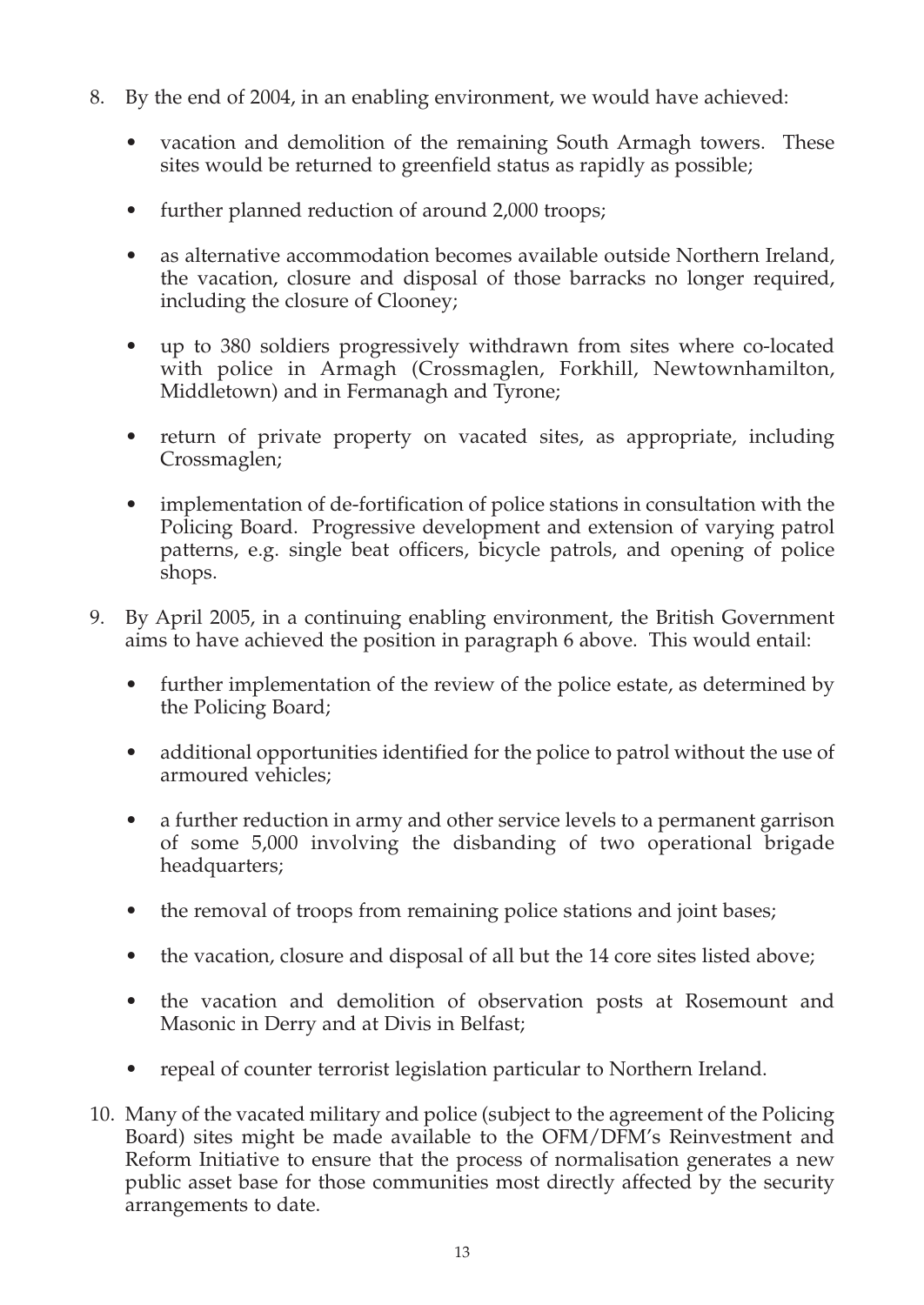8. By the end of 2004, in an enabling environment, we would have achieved:

    - vacation and demolition of the remaining South Armagh towers. These sites would be returned to greenfield status as rapidly as possible;
    - further planned reduction of around 2,000 troops;
    - as alternative accommodation becomes available outside Northern Ireland, the vacation, closure and disposal of those barracks no longer required, including the closure of Clooney;
    - up to 380 soldiers progressively withdrawn from sites where co-located with police in Armagh (Crossmaglen, Forkhill, Newtownhamilton, Middletown) and in Fermanagh and Tyrone;
    - return of private property on vacated sites, as appropriate, including Crossmaglen;
    - implementation of de-fortification of police stations in consultation with the Policing Board. Progressive development and extension of varying patrol patterns, e.g. single beat officers, bicycle patrols, and opening of police shops.

9. By April 2005, in a continuing enabling environment, the British Government aims to have achieved the position in paragraph 6 above. This would entail:

    - further implementation of the review of the police estate, as determined by the Policing Board;
    - additional opportunities identified for the police to patrol without the use of armoured vehicles;
    - a further reduction in army and other service levels to a permanent garrison of some 5,000 involving the disbanding of two operational brigade headquarters;
    - the removal of troops from remaining police stations and joint bases;
    - the vacation, closure and disposal of all but the 14 core sites listed above;
    - the vacation and demolition of observation posts at Rosemount and Masonic in Derry and at Divis in Belfast;
    - repeal of counter terrorist legislation particular to Northern Ireland.

10. Many of the vacated military and police (subject to the agreement of the Policing Board) sites might be made available to the OFM/DFM's Reinvestment and Reform Initiative to ensure that the process of normalisation generates a new public asset base for those communities most directly affected by the security arrangements to date.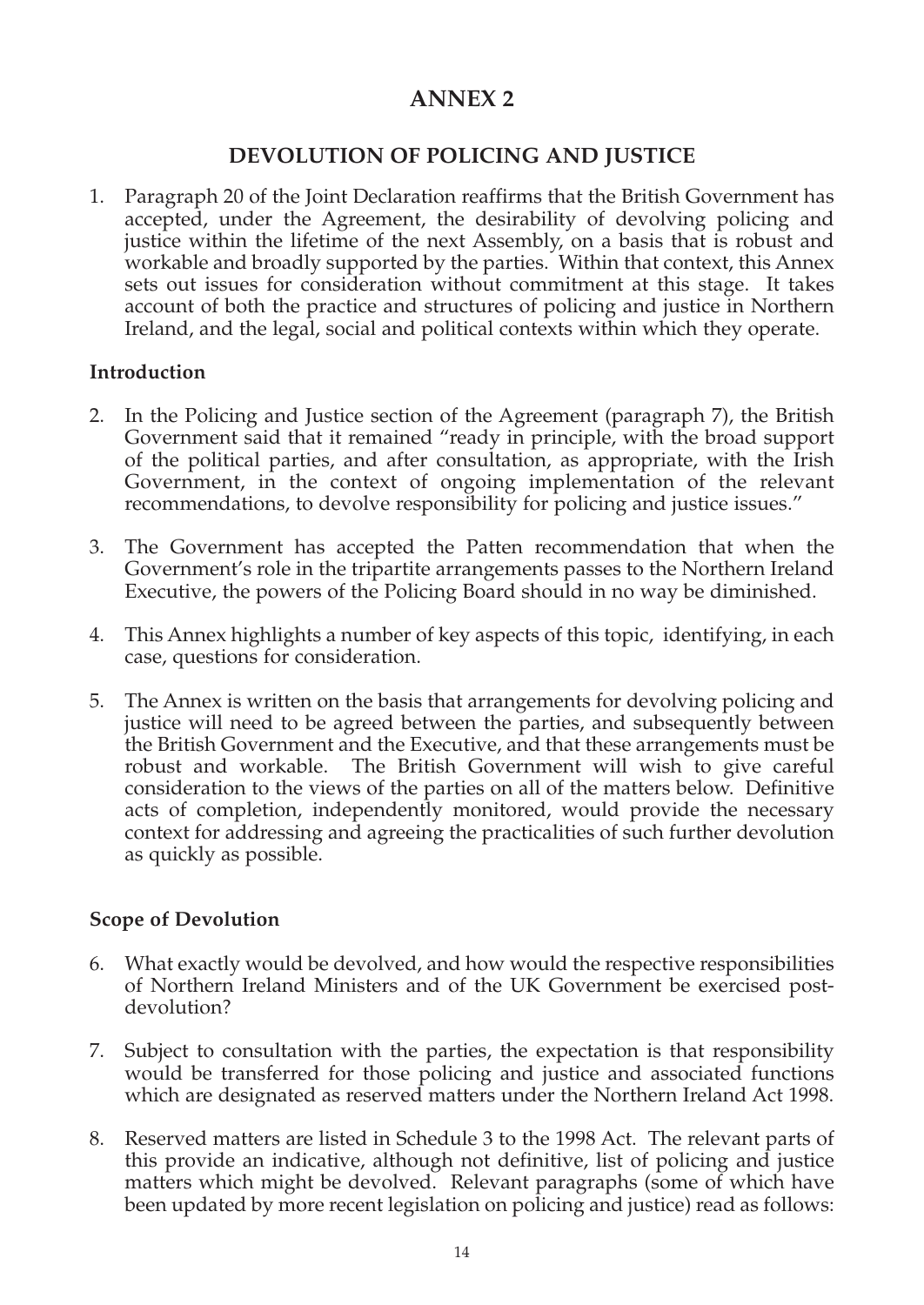# ANNEX 2

## DEVOLUTION OF POLICING AND JUSTICE

1. Paragraph 20 of the Joint Declaration reaffirms that the British Government has accepted, under the Agreement, the desirability of devolving policing and justice within the lifetime of the next Assembly, on a basis that is robust and workable and broadly supported by the parties. Within that context, this Annex sets out issues for consideration without commitment at this stage. It takes account of both the practice and structures of policing and justice in Northern Ireland, and the legal, social and political contexts within which they operate.

### Introduction

2. In the Policing and Justice section of the Agreement (paragraph 7), the British Government said that it remained "ready in principle, with the broad support of the political parties, and after consultation, as appropriate, with the Irish Government, in the context of ongoing implementation of the relevant recommendations, to devolve responsibility for policing and justice issues."

3. The Government has accepted the Patten recommendation that when the Government's role in the tripartite arrangements passes to the Northern Ireland Executive, the powers of the Policing Board should in no way be diminished.

4. This Annex highlights a number of key aspects of this topic, identifying, in each case, questions for consideration.

5. The Annex is written on the basis that arrangements for devolving policing and justice will need to be agreed between the parties, and subsequently between the British Government and the Executive, and that these arrangements must be robust and workable. The British Government will wish to give careful consideration to the views of the parties on all of the matters below. Definitive acts of completion, independently monitored, would provide the necessary context for addressing and agreeing the practicalities of such further devolution as quickly as possible.

### Scope of Devolution

6. What exactly would be devolved, and how would the respective responsibilities of Northern Ireland Ministers and of the UK Government be exercised post-devolution?

7. Subject to consultation with the parties, the expectation is that responsibility would be transferred for those policing and justice and associated functions which are designated as reserved matters under the Northern Ireland Act 1998.

8. Reserved matters are listed in Schedule 3 to the 1998 Act. The relevant parts of this provide an indicative, although not definitive, list of policing and justice matters which might be devolved. Relevant paragraphs (some of which have been updated by more recent legislation on policing and justice) read as follows: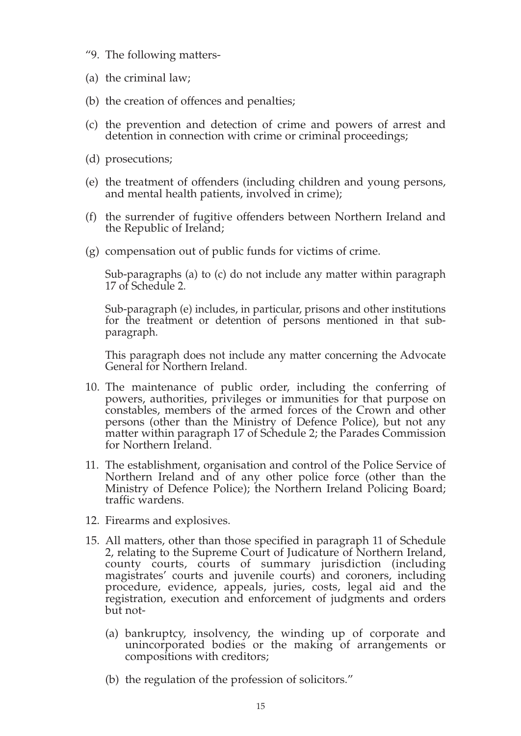"9. The following matters-

(a) the criminal law;

(b) the creation of offences and penalties;

(c) the prevention and detection of crime and powers of arrest and detention in connection with crime or criminal proceedings;

(d) prosecutions;

(e) the treatment of offenders (including children and young persons, and mental health patients, involved in crime);

(f) the surrender of fugitive offenders between Northern Ireland and the Republic of Ireland;

(g) compensation out of public funds for victims of crime.

Sub-paragraphs (a) to (c) do not include any matter within paragraph 17 of Schedule 2.

Sub-paragraph (e) includes, in particular, prisons and other institutions for the treatment or detention of persons mentioned in that sub-paragraph.

This paragraph does not include any matter concerning the Advocate General for Northern Ireland.

10. The maintenance of public order, including the conferring of powers, authorities, privileges or immunities for that purpose on constables, members of the armed forces of the Crown and other persons (other than the Ministry of Defence Police), but not any matter within paragraph 17 of Schedule 2; the Parades Commission for Northern Ireland.

11. The establishment, organisation and control of the Police Service of Northern Ireland and of any other police force (other than the Ministry of Defence Police); the Northern Ireland Policing Board; traffic wardens.

12. Firearms and explosives.

15. All matters, other than those specified in paragraph 11 of Schedule 2, relating to the Supreme Court of Judicature of Northern Ireland, county courts, courts of summary jurisdiction (including magistrates' courts and juvenile courts) and coroners, including procedure, evidence, appeals, juries, costs, legal aid and the registration, execution and enforcement of judgments and orders but not-

   (a) bankruptcy, insolvency, the winding up of corporate and unincorporated bodies or the making of arrangements or compositions with creditors;

   (b) the regulation of the profession of solicitors."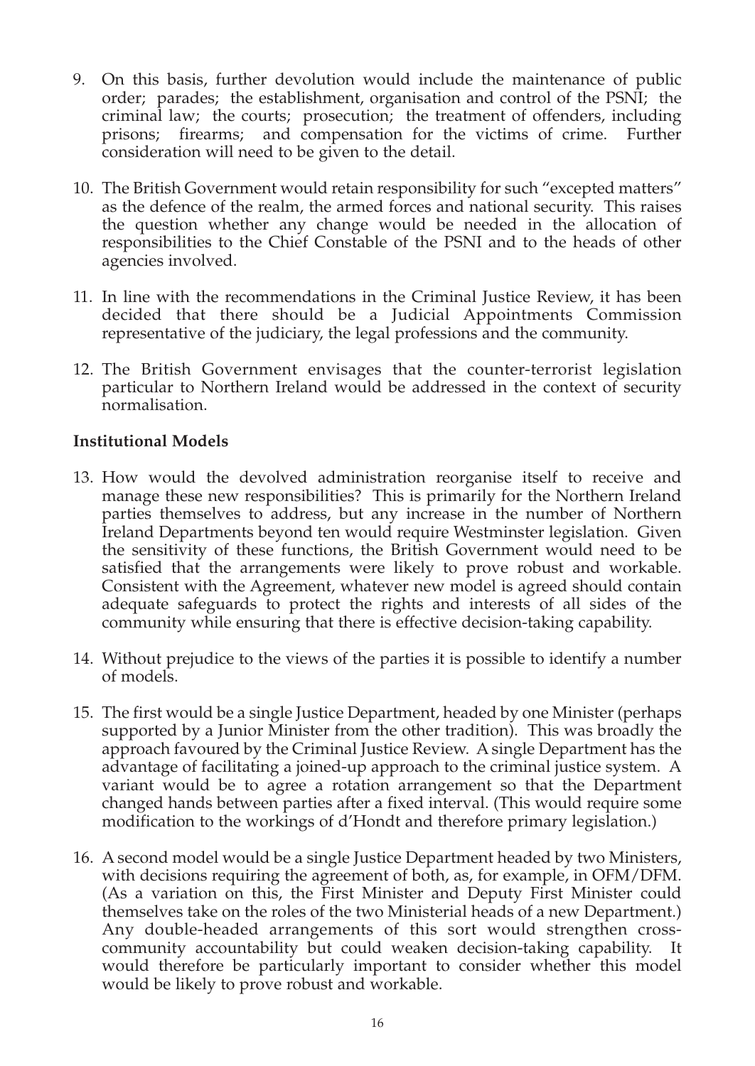9. On this basis, further devolution would include the maintenance of public order; parades; the establishment, organisation and control of the PSNI; the criminal law; the courts; prosecution; the treatment of offenders, including prisons; firearms; and compensation for the victims of crime. Further consideration will need to be given to the detail.

10. The British Government would retain responsibility for such "excepted matters" as the defence of the realm, the armed forces and national security. This raises the question whether any change would be needed in the allocation of responsibilities to the Chief Constable of the PSNI and to the heads of other agencies involved.

11. In line with the recommendations in the Criminal Justice Review, it has been decided that there should be a Judicial Appointments Commission representative of the judiciary, the legal professions and the community.

12. The British Government envisages that the counter-terrorist legislation particular to Northern Ireland would be addressed in the context of security normalisation.

**Institutional Models**

13. How would the devolved administration reorganise itself to receive and manage these new responsibilities? This is primarily for the Northern Ireland parties themselves to address, but any increase in the number of Northern Ireland Departments beyond ten would require Westminster legislation. Given the sensitivity of these functions, the British Government would need to be satisfied that the arrangements were likely to prove robust and workable. Consistent with the Agreement, whatever new model is agreed should contain adequate safeguards to protect the rights and interests of all sides of the community while ensuring that there is effective decision-taking capability.

14. Without prejudice to the views of the parties it is possible to identify a number of models.

15. The first would be a single Justice Department, headed by one Minister (perhaps supported by a Junior Minister from the other tradition). This was broadly the approach favoured by the Criminal Justice Review. A single Department has the advantage of facilitating a joined-up approach to the criminal justice system. A variant would be to agree a rotation arrangement so that the Department changed hands between parties after a fixed interval. (This would require some modification to the workings of d'Hondt and therefore primary legislation.)

16. A second model would be a single Justice Department headed by two Ministers, with decisions requiring the agreement of both, as, for example, in OFM/DFM. (As a variation on this, the First Minister and Deputy First Minister could themselves take on the roles of the two Ministerial heads of a new Department.) Any double-headed arrangements of this sort would strengthen cross-community accountability but could weaken decision-taking capability. It would therefore be particularly important to consider whether this model would be likely to prove robust and workable.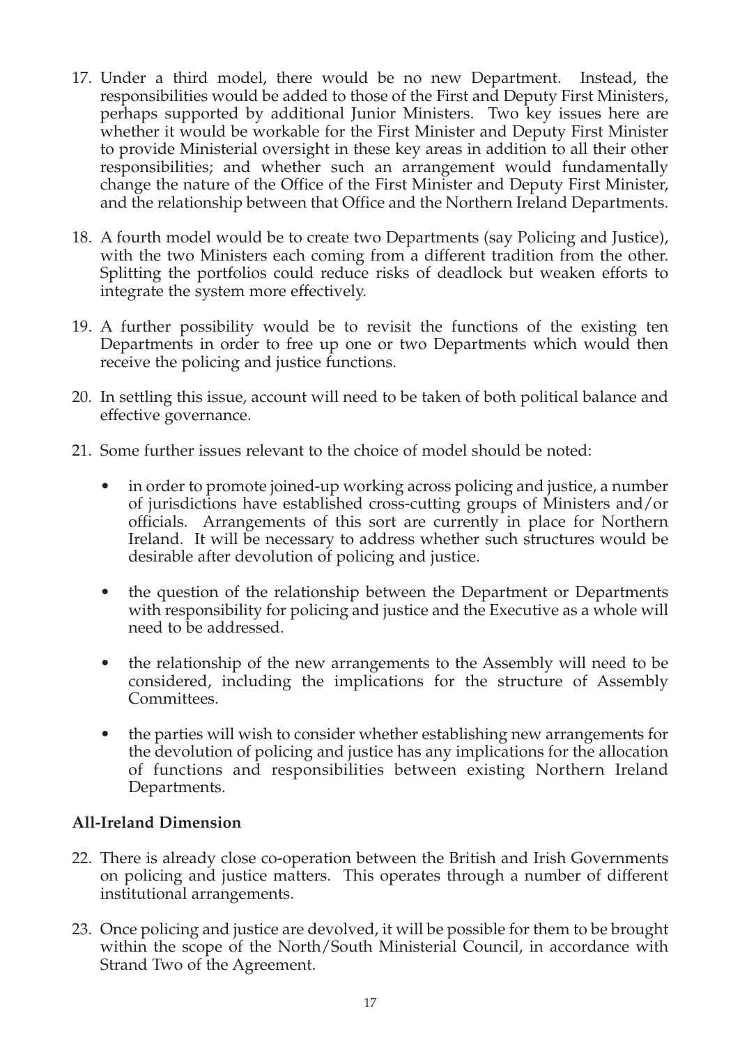17. Under a third model, there would be no new Department. Instead, the responsibilities would be added to those of the First and Deputy First Ministers, perhaps supported by additional Junior Ministers. Two key issues here are whether it would be workable for the First Minister and Deputy First Minister to provide Ministerial oversight in these key areas in addition to all their other responsibilities; and whether such an arrangement would fundamentally change the nature of the Office of the First Minister and Deputy First Minister, and the relationship between that Office and the Northern Ireland Departments.

18. A fourth model would be to create two Departments (say Policing and Justice), with the two Ministers each coming from a different tradition from the other. Splitting the portfolios could reduce risks of deadlock but weaken efforts to integrate the system more effectively.

19. A further possibility would be to revisit the functions of the existing ten Departments in order to free up one or two Departments which would then receive the policing and justice functions.

20. In settling this issue, account will need to be taken of both political balance and effective governance.

21. Some further issues relevant to the choice of model should be noted:

    - in order to promote joined-up working across policing and justice, a number of jurisdictions have established cross-cutting groups of Ministers and/or officials. Arrangements of this sort are currently in place for Northern Ireland. It will be necessary to address whether such structures would be desirable after devolution of policing and justice.

    - the question of the relationship between the Department or Departments with responsibility for policing and justice and the Executive as a whole will need to be addressed.

    - the relationship of the new arrangements to the Assembly will need to be considered, including the implications for the structure of Assembly Committees.

    - the parties will wish to consider whether establishing new arrangements for the devolution of policing and justice has any implications for the allocation of functions and responsibilities between existing Northern Ireland Departments.

**All-Ireland Dimension**

22. There is already close co-operation between the British and Irish Governments on policing and justice matters. This operates through a number of different institutional arrangements.

23. Once policing and justice are devolved, it will be possible for them to be brought within the scope of the North/South Ministerial Council, in accordance with Strand Two of the Agreement.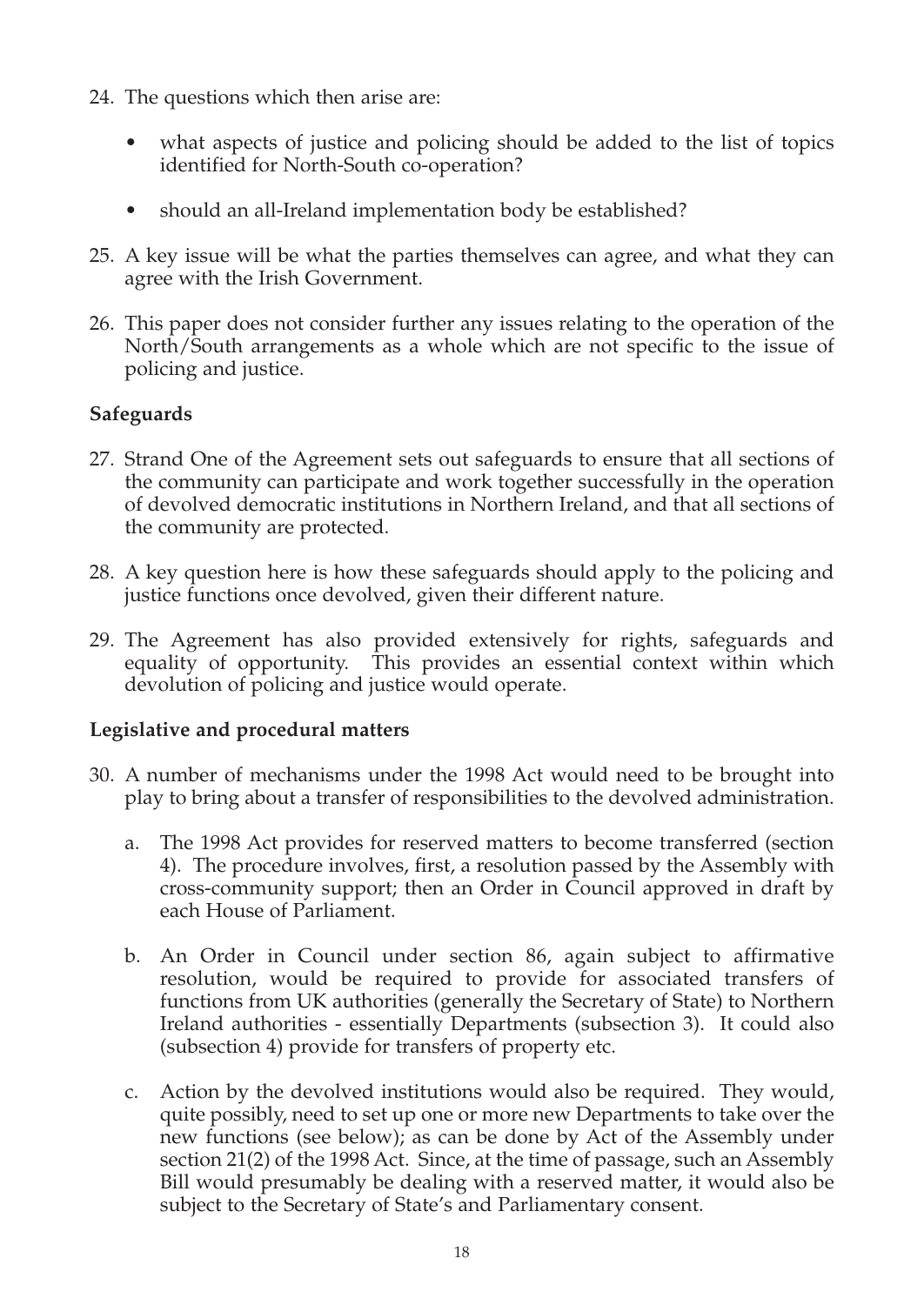24. The questions which then arise are:

    - what aspects of justice and policing should be added to the list of topics identified for North-South co-operation?

    - should an all-Ireland implementation body be established?

25. A key issue will be what the parties themselves can agree, and what they can agree with the Irish Government.

26. This paper does not consider further any issues relating to the operation of the North/South arrangements as a whole which are not specific to the issue of policing and justice.

**Safeguards**

27. Strand One of the Agreement sets out safeguards to ensure that all sections of the community can participate and work together successfully in the operation of devolved democratic institutions in Northern Ireland, and that all sections of the community are protected.

28. A key question here is how these safeguards should apply to the policing and justice functions once devolved, given their different nature.

29. The Agreement has also provided extensively for rights, safeguards and equality of opportunity. This provides an essential context within which devolution of policing and justice would operate.

**Legislative and procedural matters**

30. A number of mechanisms under the 1998 Act would need to be brought into play to bring about a transfer of responsibilities to the devolved administration.

    a. The 1998 Act provides for reserved matters to become transferred (section 4). The procedure involves, first, a resolution passed by the Assembly with cross-community support; then an Order in Council approved in draft by each House of Parliament.

    b. An Order in Council under section 86, again subject to affirmative resolution, would be required to provide for associated transfers of functions from UK authorities (generally the Secretary of State) to Northern Ireland authorities - essentially Departments (subsection 3). It could also (subsection 4) provide for transfers of property etc.

    c. Action by the devolved institutions would also be required. They would, quite possibly, need to set up one or more new Departments to take over the new functions (see below); as can be done by Act of the Assembly under section 21(2) of the 1998 Act. Since, at the time of passage, such an Assembly Bill would presumably be dealing with a reserved matter, it would also be subject to the Secretary of State's and Parliamentary consent.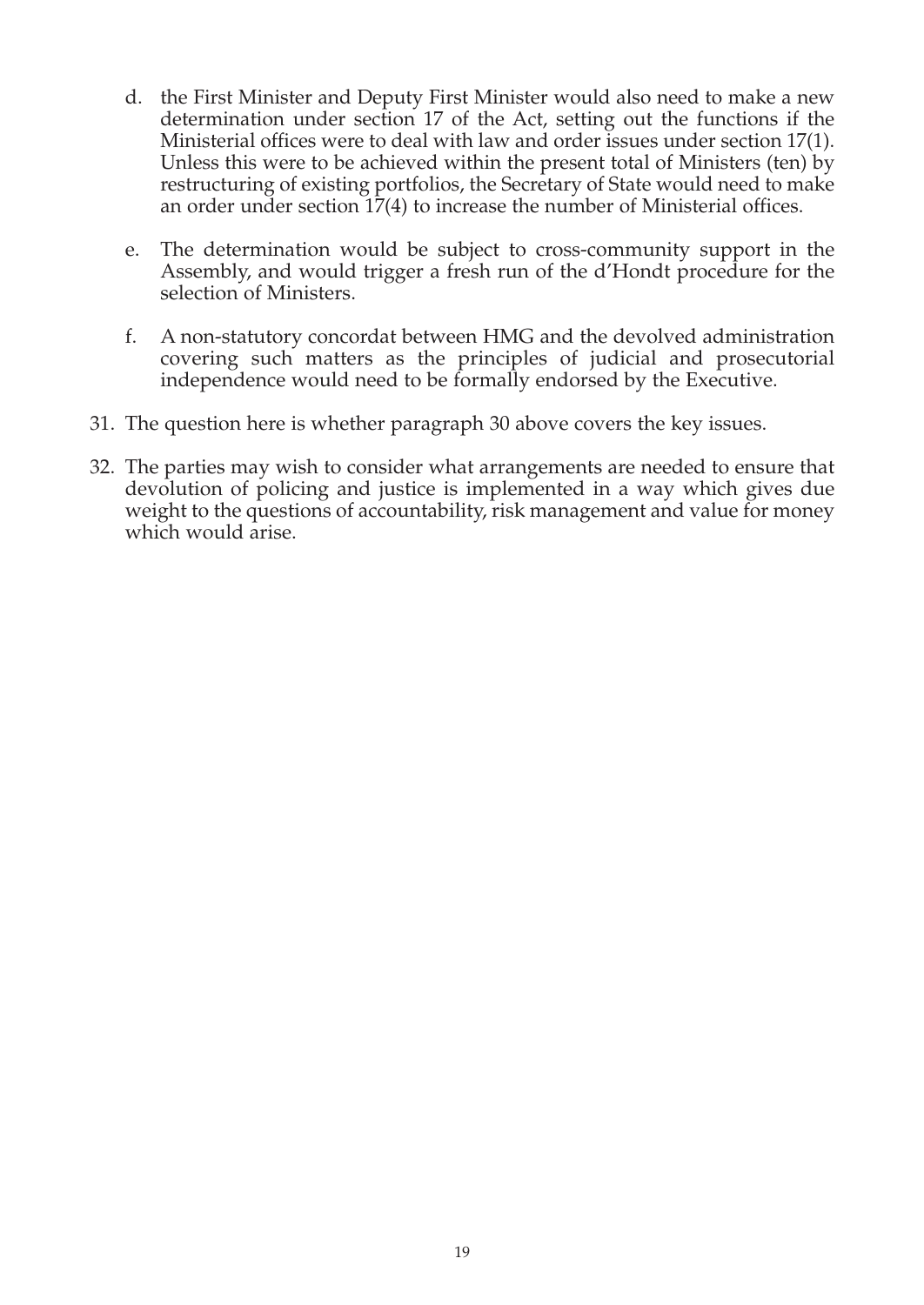d. the First Minister and Deputy First Minister would also need to make a new determination under section 17 of the Act, setting out the functions if the Ministerial offices were to deal with law and order issues under section 17(1). Unless this were to be achieved within the present total of Ministers (ten) by restructuring of existing portfolios, the Secretary of State would need to make an order under section 17(4) to increase the number of Ministerial offices.

e. The determination would be subject to cross-community support in the Assembly, and would trigger a fresh run of the d'Hondt procedure for the selection of Ministers.

f. A non-statutory concordat between HMG and the devolved administration covering such matters as the principles of judicial and prosecutorial independence would need to be formally endorsed by the Executive.

31. The question here is whether paragraph 30 above covers the key issues.

32. The parties may wish to consider what arrangements are needed to ensure that devolution of policing and justice is implemented in a way which gives due weight to the questions of accountability, risk management and value for money which would arise.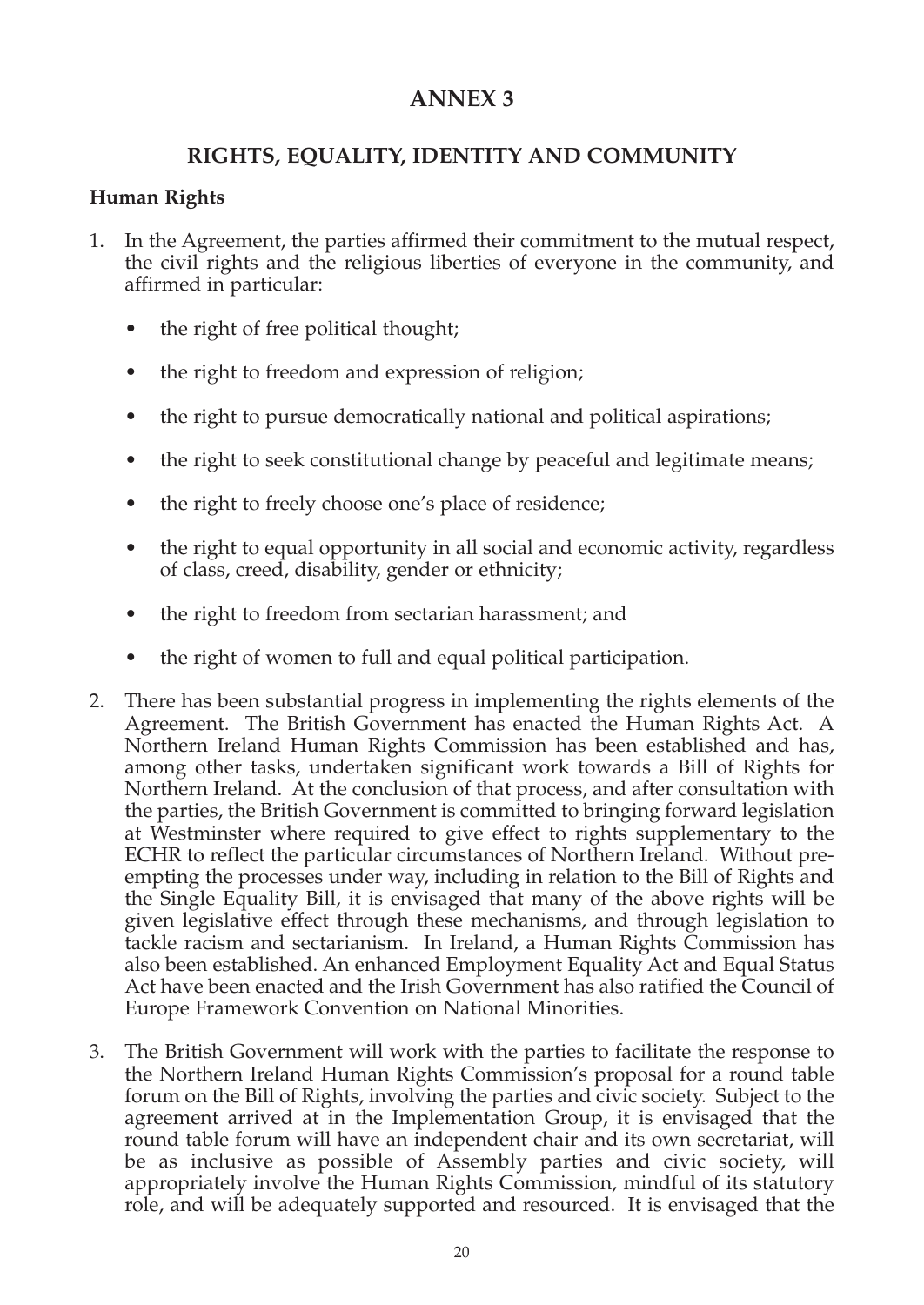# ANNEX 3

## RIGHTS, EQUALITY, IDENTITY AND COMMUNITY

### Human Rights

1. In the Agreement, the parties affirmed their commitment to the mutual respect, the civil rights and the religious liberties of everyone in the community, and affirmed in particular:

   - the right of free political thought;
   - the right to freedom and expression of religion;
   - the right to pursue democratically national and political aspirations;
   - the right to seek constitutional change by peaceful and legitimate means;
   - the right to freely choose one's place of residence;
   - the right to equal opportunity in all social and economic activity, regardless of class, creed, disability, gender or ethnicity;
   - the right to freedom from sectarian harassment; and
   - the right of women to full and equal political participation.

2. There has been substantial progress in implementing the rights elements of the Agreement. The British Government has enacted the Human Rights Act. A Northern Ireland Human Rights Commission has been established and has, among other tasks, undertaken significant work towards a Bill of Rights for Northern Ireland. At the conclusion of that process, and after consultation with the parties, the British Government is committed to bringing forward legislation at Westminster where required to give effect to rights supplementary to the ECHR to reflect the particular circumstances of Northern Ireland. Without pre-empting the processes under way, including in relation to the Bill of Rights and the Single Equality Bill, it is envisaged that many of the above rights will be given legislative effect through these mechanisms, and through legislation to tackle racism and sectarianism. In Ireland, a Human Rights Commission has also been established. An enhanced Employment Equality Act and Equal Status Act have been enacted and the Irish Government has also ratified the Council of Europe Framework Convention on National Minorities.

3. The British Government will work with the parties to facilitate the response to the Northern Ireland Human Rights Commission's proposal for a round table forum on the Bill of Rights, involving the parties and civic society. Subject to the agreement arrived at in the Implementation Group, it is envisaged that the round table forum will have an independent chair and its own secretariat, will be as inclusive as possible of Assembly parties and civic society, will appropriately involve the Human Rights Commission, mindful of its statutory role, and will be adequately supported and resourced. It is envisaged that the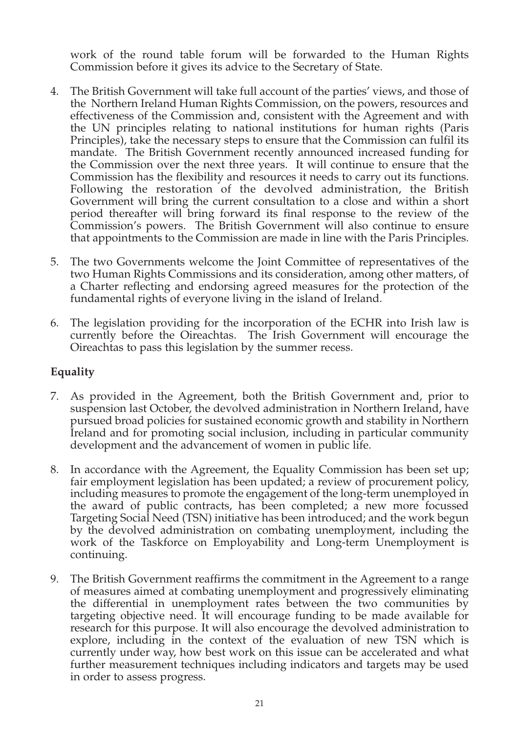work of the round table forum will be forwarded to the Human Rights Commission before it gives its advice to the Secretary of State.

4. The British Government will take full account of the parties' views, and those of the Northern Ireland Human Rights Commission, on the powers, resources and effectiveness of the Commission and, consistent with the Agreement and with the UN principles relating to national institutions for human rights (Paris Principles), take the necessary steps to ensure that the Commission can fulfil its mandate. The British Government recently announced increased funding for the Commission over the next three years. It will continue to ensure that the Commission has the flexibility and resources it needs to carry out its functions. Following the restoration of the devolved administration, the British Government will bring the current consultation to a close and within a short period thereafter will bring forward its final response to the review of the Commission's powers. The British Government will also continue to ensure that appointments to the Commission are made in line with the Paris Principles.

5. The two Governments welcome the Joint Committee of representatives of the two Human Rights Commissions and its consideration, among other matters, of a Charter reflecting and endorsing agreed measures for the protection of the fundamental rights of everyone living in the island of Ireland.

6. The legislation providing for the incorporation of the ECHR into Irish law is currently before the Oireachtas. The Irish Government will encourage the Oireachtas to pass this legislation by the summer recess.

**Equality**

7. As provided in the Agreement, both the British Government and, prior to suspension last October, the devolved administration in Northern Ireland, have pursued broad policies for sustained economic growth and stability in Northern Ireland and for promoting social inclusion, including in particular community development and the advancement of women in public life.

8. In accordance with the Agreement, the Equality Commission has been set up; fair employment legislation has been updated; a review of procurement policy, including measures to promote the engagement of the long-term unemployed in the award of public contracts, has been completed; a new more focussed Targeting Social Need (TSN) initiative has been introduced; and the work begun by the devolved administration on combating unemployment, including the work of the Taskforce on Employability and Long-term Unemployment is continuing.

9. The British Government reaffirms the commitment in the Agreement to a range of measures aimed at combating unemployment and progressively eliminating the differential in unemployment rates between the two communities by targeting objective need. It will encourage funding to be made available for research for this purpose. It will also encourage the devolved administration to explore, including in the context of the evaluation of new TSN which is currently under way, how best work on this issue can be accelerated and what further measurement techniques including indicators and targets may be used in order to assess progress.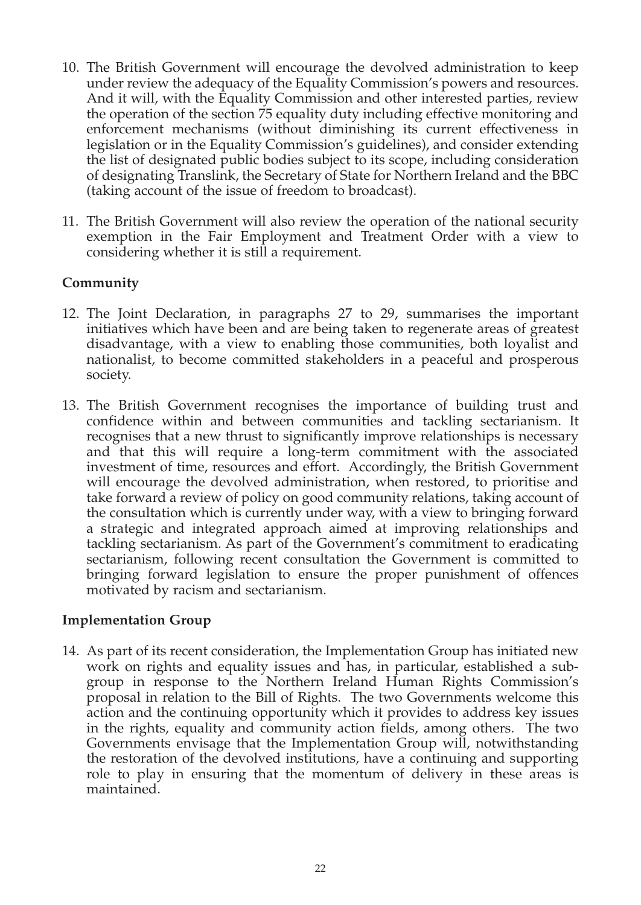10. The British Government will encourage the devolved administration to keep under review the adequacy of the Equality Commission's powers and resources. And it will, with the Equality Commission and other interested parties, review the operation of the section 75 equality duty including effective monitoring and enforcement mechanisms (without diminishing its current effectiveness in legislation or in the Equality Commission's guidelines), and consider extending the list of designated public bodies subject to its scope, including consideration of designating Translink, the Secretary of State for Northern Ireland and the BBC (taking account of the issue of freedom to broadcast).

11. The British Government will also review the operation of the national security exemption in the Fair Employment and Treatment Order with a view to considering whether it is still a requirement.

**Community**

12. The Joint Declaration, in paragraphs 27 to 29, summarises the important initiatives which have been and are being taken to regenerate areas of greatest disadvantage, with a view to enabling those communities, both loyalist and nationalist, to become committed stakeholders in a peaceful and prosperous society.

13. The British Government recognises the importance of building trust and confidence within and between communities and tackling sectarianism. It recognises that a new thrust to significantly improve relationships is necessary and that this will require a long-term commitment with the associated investment of time, resources and effort. Accordingly, the British Government will encourage the devolved administration, when restored, to prioritise and take forward a review of policy on good community relations, taking account of the consultation which is currently under way, with a view to bringing forward a strategic and integrated approach aimed at improving relationships and tackling sectarianism. As part of the Government's commitment to eradicating sectarianism, following recent consultation the Government is committed to bringing forward legislation to ensure the proper punishment of offences motivated by racism and sectarianism.

**Implementation Group**

14. As part of its recent consideration, the Implementation Group has initiated new work on rights and equality issues and has, in particular, established a sub-group in response to the Northern Ireland Human Rights Commission's proposal in relation to the Bill of Rights. The two Governments welcome this action and the continuing opportunity which it provides to address key issues in the rights, equality and community action fields, among others. The two Governments envisage that the Implementation Group will, notwithstanding the restoration of the devolved institutions, have a continuing and supporting role to play in ensuring that the momentum of delivery in these areas is maintained.